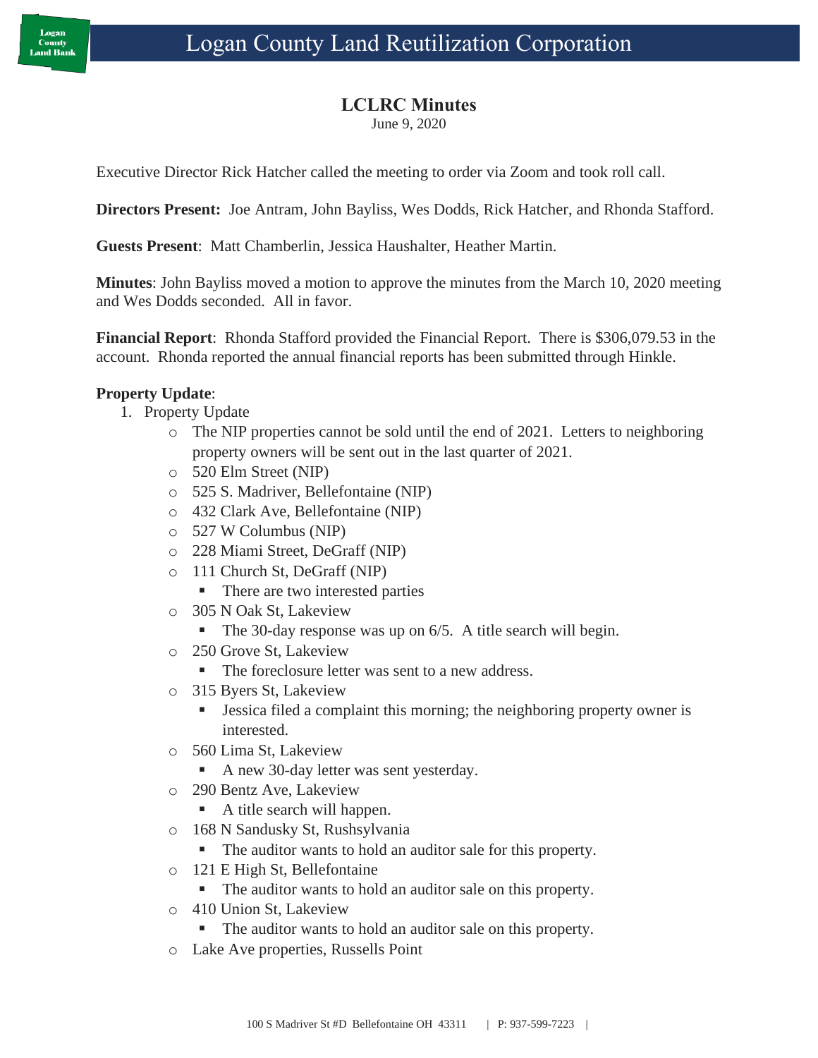# Logan County Land Reutilization Corporation

## LCLRC Minutes

June 9, 2020

Executive Director Rick Hatcher called the meeting to order via Zoom and took roll call.

**Directors Present:** Joe Antram, John Bayliss, Wes Dodds, Rick Hatcher, and Rhonda Stafford.

**Guests Present**: Matt Chamberlin, Jessica Haushalter, Heather Martin.

**Minutes**: John Bayliss moved a motion to approve the minutes from the March 10, 2020 meeting and Wes Dodds seconded. All in favor.

**Financial Report**: Rhonda Stafford provided the Financial Report. There is $306,079.53 in the account. Rhonda reported the annual financial reports has been submitted through Hinkle.

**Property Update**:

1. Property Update
   - The NIP properties cannot be sold until the end of 2021. Letters to neighboring property owners will be sent out in the last quarter of 2021.
   - 520 Elm Street (NIP)
   - 525 S. Madriver, Bellefontaine (NIP)
   - 432 Clark Ave, Bellefontaine (NIP)
   - 527 W Columbus (NIP)
   - 228 Miami Street, DeGraff (NIP)
   - 111 Church St, DeGraff (NIP)
     - There are two interested parties
   - 305 N Oak St, Lakeview
     - The 30-day response was up on 6/5. A title search will begin.
   - 250 Grove St, Lakeview
     - The foreclosure letter was sent to a new address.
   - 315 Byers St, Lakeview
     - Jessica filed a complaint this morning; the neighboring property owner is interested.
   - 560 Lima St, Lakeview
     - A new 30-day letter was sent yesterday.
   - 290 Bentz Ave, Lakeview
     - A title search will happen.
   - 168 N Sandusky St, Rushsylvania
     - The auditor wants to hold an auditor sale for this property.
   - 121 E High St, Bellefontaine
     - The auditor wants to hold an auditor sale on this property.
   - 410 Union St, Lakeview
     - The auditor wants to hold an auditor sale on this property.
   - Lake Ave properties, Russells Point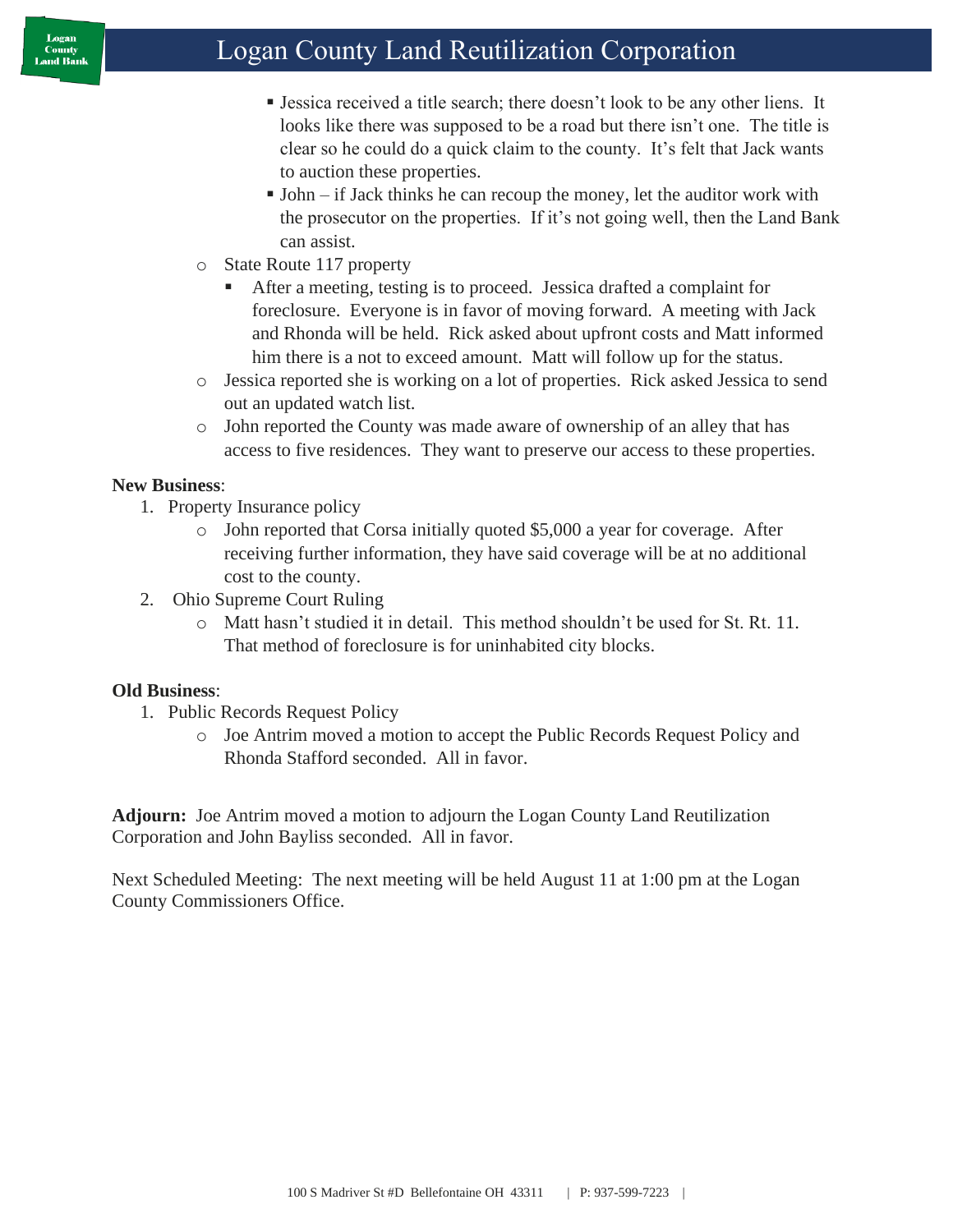- Jessica received a title search; there doesn't look to be any other liens. It looks like there was supposed to be a road but there isn't one. The title is clear so he could do a quick claim to the county. It's felt that Jack wants to auction these properties.
- John – if Jack thinks he can recoup the money, let the auditor work with the prosecutor on the properties. If it's not going well, then the Land Bank can assist.

- State Route 117 property
  - After a meeting, testing is to proceed. Jessica drafted a complaint for foreclosure. Everyone is in favor of moving forward. A meeting with Jack and Rhonda will be held. Rick asked about upfront costs and Matt informed him there is a not to exceed amount. Matt will follow up for the status.
- Jessica reported she is working on a lot of properties. Rick asked Jessica to send out an updated watch list.
- John reported the County was made aware of ownership of an alley that has access to five residences. They want to preserve our access to these properties.

**New Business**:

1. Property Insurance policy
   - John reported that Corsa initially quoted $5,000 a year for coverage. After receiving further information, they have said coverage will be at no additional cost to the county.
2. Ohio Supreme Court Ruling
   - Matt hasn't studied it in detail. This method shouldn't be used for St. Rt. 11. That method of foreclosure is for uninhabited city blocks.

**Old Business**:

1. Public Records Request Policy
   - Joe Antrim moved a motion to accept the Public Records Request Policy and Rhonda Stafford seconded. All in favor.

**Adjourn:** Joe Antrim moved a motion to adjourn the Logan County Land Reutilization Corporation and John Bayliss seconded. All in favor.

Next Scheduled Meeting: The next meeting will be held August 11 at 1:00 pm at the Logan County Commissioners Office.